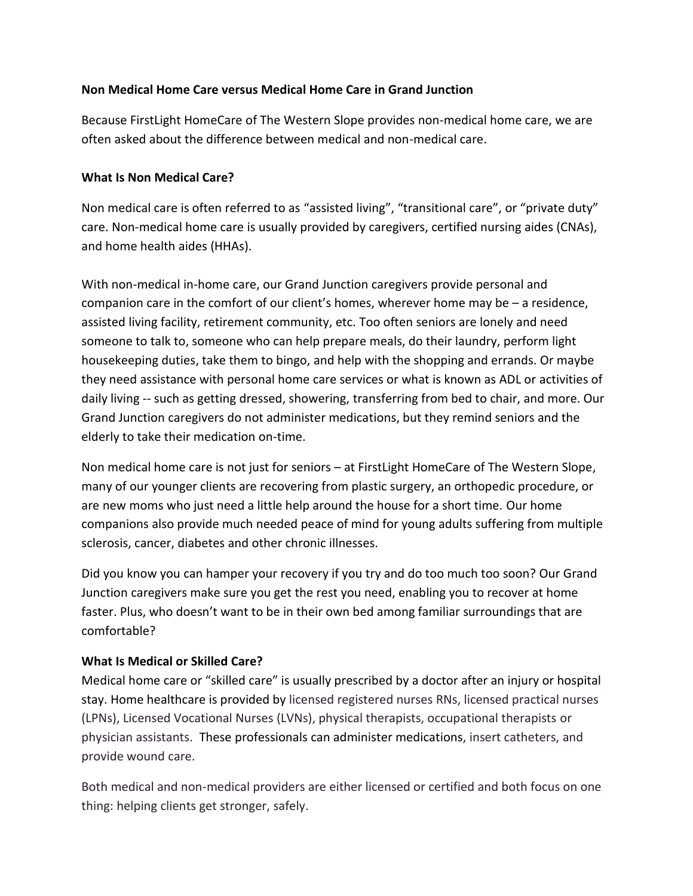**Non Medical Home Care versus Medical Home Care in Grand Junction**

Because FirstLight HomeCare of The Western Slope provides non-medical home care, we are often asked about the difference between medical and non-medical care.

**What Is Non Medical Care?**

Non medical care is often referred to as "assisted living", "transitional care", or "private duty" care. Non-medical home care is usually provided by caregivers, certified nursing aides (CNAs), and home health aides (HHAs).

With non-medical in-home care, our Grand Junction caregivers provide personal and companion care in the comfort of our client's homes, wherever home may be – a residence, assisted living facility, retirement community, etc. Too often seniors are lonely and need someone to talk to, someone who can help prepare meals, do their laundry, perform light housekeeping duties, take them to bingo, and help with the shopping and errands. Or maybe they need assistance with personal home care services or what is known as ADL or activities of daily living -- such as getting dressed, showering, transferring from bed to chair, and more. Our Grand Junction caregivers do not administer medications, but they remind seniors and the elderly to take their medication on-time.

Non medical home care is not just for seniors – at FirstLight HomeCare of The Western Slope, many of our younger clients are recovering from plastic surgery, an orthopedic procedure, or are new moms who just need a little help around the house for a short time. Our home companions also provide much needed peace of mind for young adults suffering from multiple sclerosis, cancer, diabetes and other chronic illnesses.

Did you know you can hamper your recovery if you try and do too much too soon? Our Grand Junction caregivers make sure you get the rest you need, enabling you to recover at home faster. Plus, who doesn't want to be in their own bed among familiar surroundings that are comfortable?

**What Is Medical or Skilled Care?**

Medical home care or "skilled care" is usually prescribed by a doctor after an injury or hospital stay. Home healthcare is provided by licensed registered nurses RNs, licensed practical nurses (LPNs), Licensed Vocational Nurses (LVNs), physical therapists, occupational therapists or physician assistants. These professionals can administer medications, insert catheters, and provide wound care.

Both medical and non-medical providers are either licensed or certified and both focus on one thing: helping clients get stronger, safely.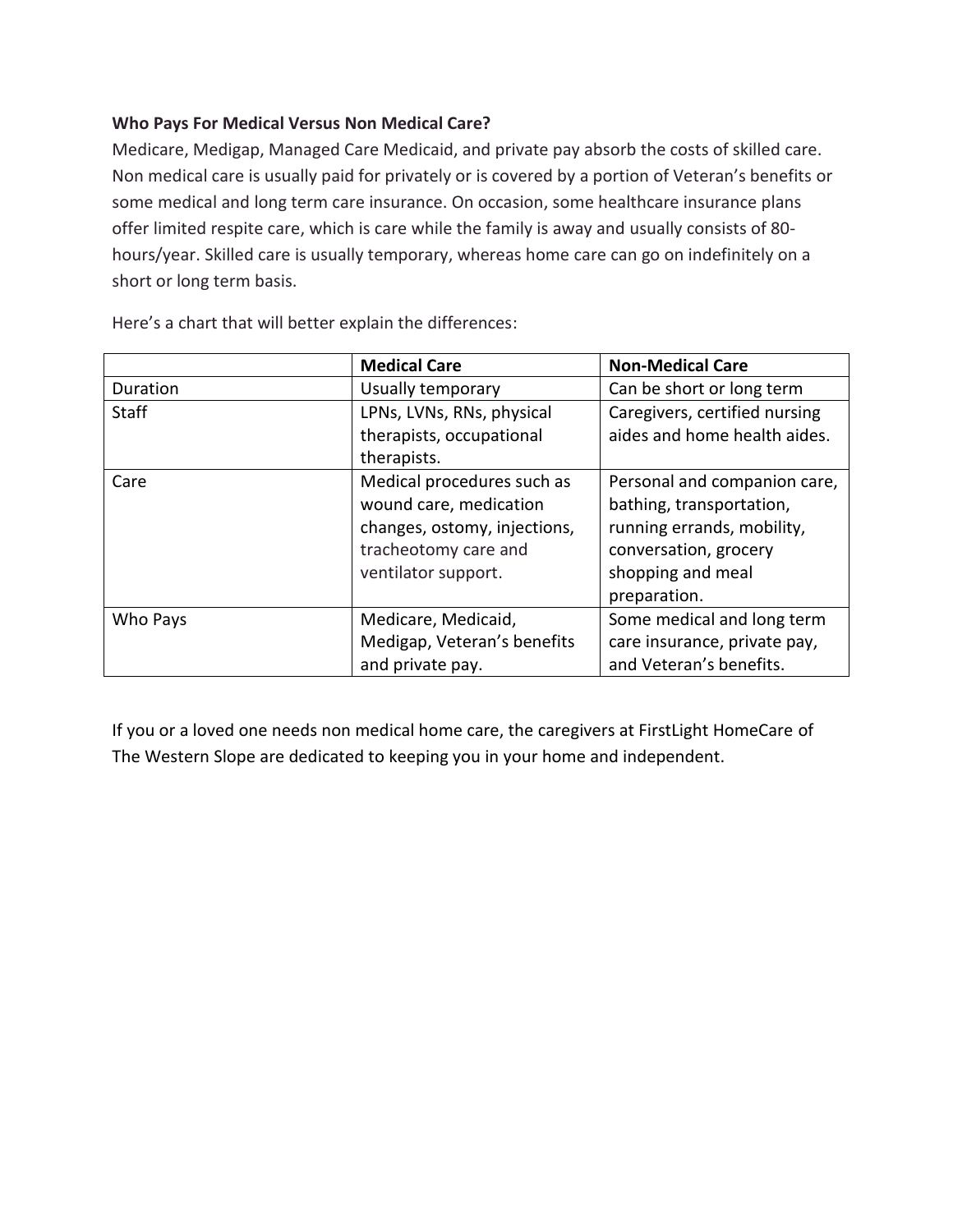**Who Pays For Medical Versus Non Medical Care?**

Medicare, Medigap, Managed Care Medicaid, and private pay absorb the costs of skilled care. Non medical care is usually paid for privately or is covered by a portion of Veteran's benefits or some medical and long term care insurance. On occasion, some healthcare insurance plans offer limited respite care, which is care while the family is away and usually consists of 80-hours/year. Skilled care is usually temporary, whereas home care can go on indefinitely on a short or long term basis.

Here's a chart that will better explain the differences:

| | **Medical Care** | **Non-Medical Care** |
|---|---|---|
| Duration | Usually temporary | Can be short or long term |
| Staff | LPNs, LVNs, RNs, physical therapists, occupational therapists. | Caregivers, certified nursing aides and home health aides. |
| Care | Medical procedures such as wound care, medication changes, ostomy, injections, tracheotomy care and ventilator support. | Personal and companion care, bathing, transportation, running errands, mobility, conversation, grocery shopping and meal preparation. |
| Who Pays | Medicare, Medicaid, Medigap, Veteran's benefits and private pay. | Some medical and long term care insurance, private pay, and Veteran's benefits. |

If you or a loved one needs non medical home care, the caregivers at FirstLight HomeCare of The Western Slope are dedicated to keeping you in your home and independent.